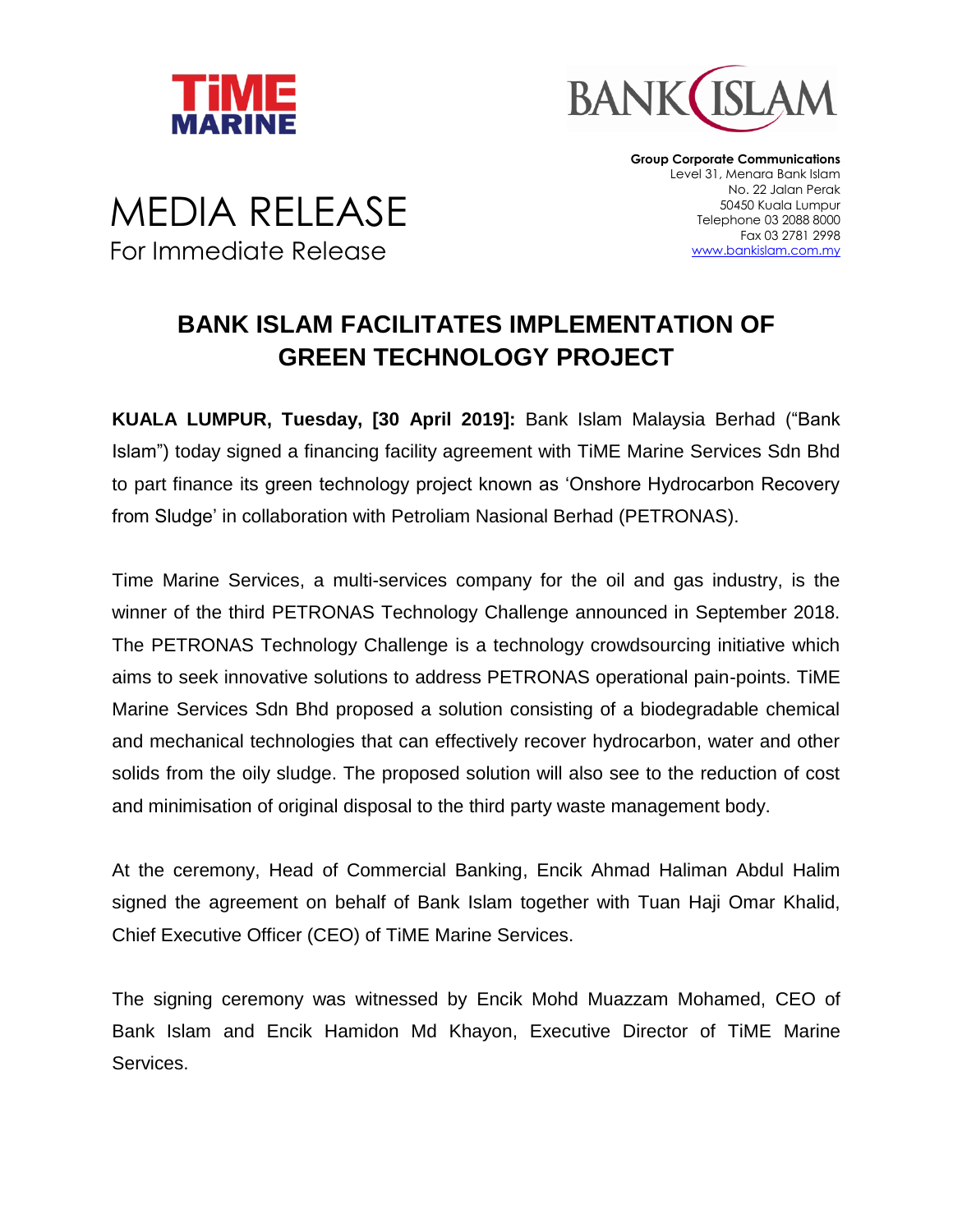**Group Corporate Communications**
Level 31, Menara Bank Islam
No. 22 Jalan Perak
50450 Kuala Lumpur
Telephone 03 2088 8000
Fax 03 2781 2998
www.bankislam.com.my

MEDIA RELEASE
For Immediate Release

# BANK ISLAM FACILITATES IMPLEMENTATION OF GREEN TECHNOLOGY PROJECT

**KUALA LUMPUR, Tuesday, [30 April 2019]:** Bank Islam Malaysia Berhad ("Bank Islam") today signed a financing facility agreement with TiME Marine Services Sdn Bhd to part finance its green technology project known as 'Onshore Hydrocarbon Recovery from Sludge' in collaboration with Petroliam Nasional Berhad (PETRONAS).

Time Marine Services, a multi-services company for the oil and gas industry, is the winner of the third PETRONAS Technology Challenge announced in September 2018. The PETRONAS Technology Challenge is a technology crowdsourcing initiative which aims to seek innovative solutions to address PETRONAS operational pain-points. TiME Marine Services Sdn Bhd proposed a solution consisting of a biodegradable chemical and mechanical technologies that can effectively recover hydrocarbon, water and other solids from the oily sludge. The proposed solution will also see to the reduction of cost and minimisation of original disposal to the third party waste management body.

At the ceremony, Head of Commercial Banking, Encik Ahmad Haliman Abdul Halim signed the agreement on behalf of Bank Islam together with Tuan Haji Omar Khalid, Chief Executive Officer (CEO) of TiME Marine Services.

The signing ceremony was witnessed by Encik Mohd Muazzam Mohamed, CEO of Bank Islam and Encik Hamidon Md Khayon, Executive Director of TiME Marine Services.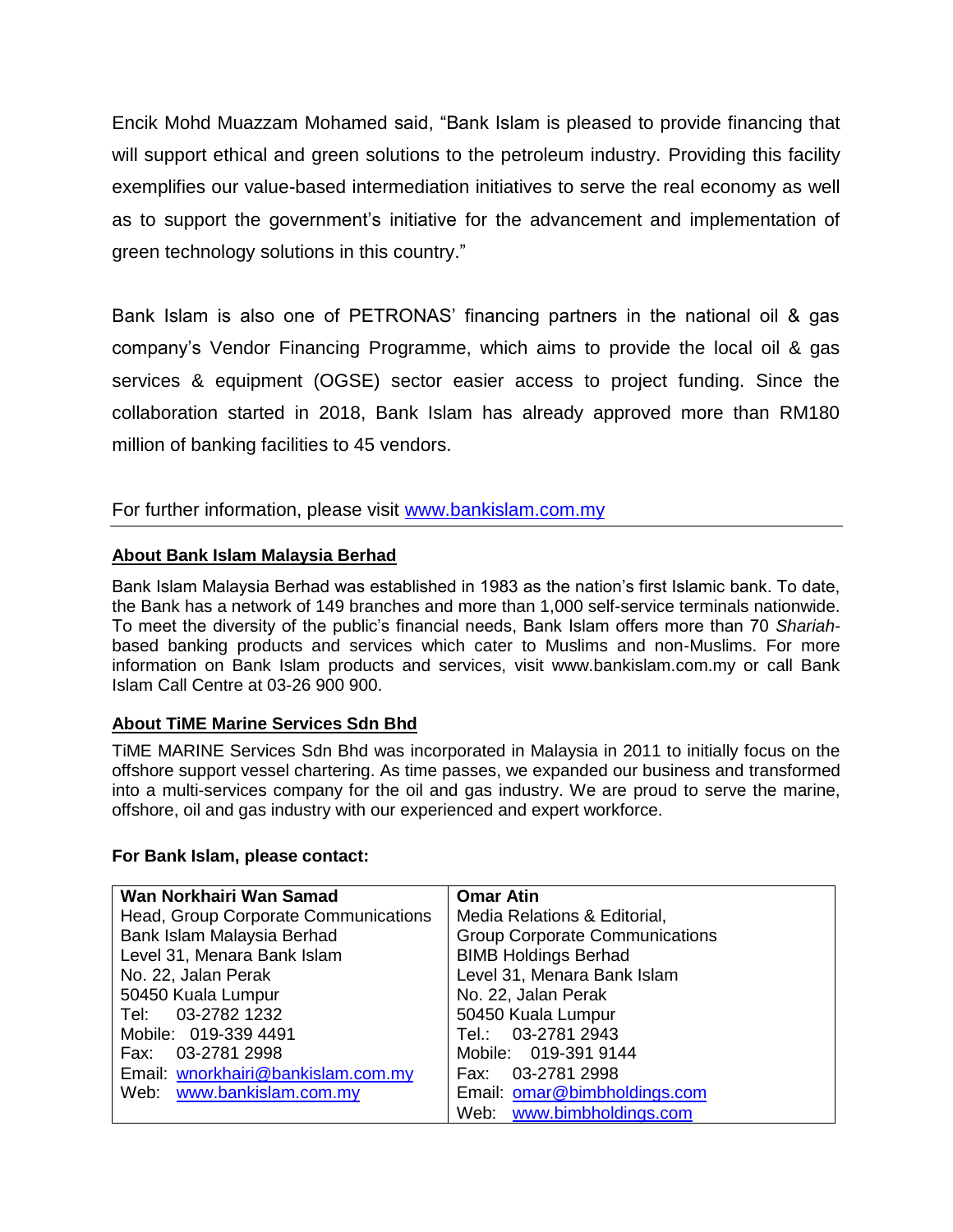Encik Mohd Muazzam Mohamed said, "Bank Islam is pleased to provide financing that will support ethical and green solutions to the petroleum industry. Providing this facility exemplifies our value-based intermediation initiatives to serve the real economy as well as to support the government's initiative for the advancement and implementation of green technology solutions in this country."

Bank Islam is also one of PETRONAS' financing partners in the national oil & gas company's Vendor Financing Programme, which aims to provide the local oil & gas services & equipment (OGSE) sector easier access to project funding. Since the collaboration started in 2018, Bank Islam has already approved more than RM180 million of banking facilities to 45 vendors.

For further information, please visit [www.bankislam.com.my](http://www.bankislam.com.my)

---

**About Bank Islam Malaysia Berhad**

Bank Islam Malaysia Berhad was established in 1983 as the nation's first Islamic bank. To date, the Bank has a network of 149 branches and more than 1,000 self-service terminals nationwide. To meet the diversity of the public's financial needs, Bank Islam offers more than 70 *Shariah*-based banking products and services which cater to Muslims and non-Muslims. For more information on Bank Islam products and services, visit www.bankislam.com.my or call Bank Islam Call Centre at 03-26 900 900.

**About TiME Marine Services Sdn Bhd**

TiME MARINE Services Sdn Bhd was incorporated in Malaysia in 2011 to initially focus on the offshore support vessel chartering. As time passes, we expanded our business and transformed into a multi-services company for the oil and gas industry. We are proud to serve the marine, offshore, oil and gas industry with our experienced and expert workforce.

**For Bank Islam, please contact:**

| | |
|---|---|
| **Wan Norkhairi Wan Samad**<br>Head, Group Corporate Communications<br>Bank Islam Malaysia Berhad<br>Level 31, Menara Bank Islam<br>No. 22, Jalan Perak<br>50450 Kuala Lumpur<br>Tel: 03-2782 1232<br>Mobile: 019-339 4491<br>Fax: 03-2781 2998<br>Email: wnorkhairi@bankislam.com.my<br>Web: www.bankislam.com.my | **Omar Atin**<br>Media Relations & Editorial,<br>Group Corporate Communications<br>BIMB Holdings Berhad<br>Level 31, Menara Bank Islam<br>No. 22, Jalan Perak<br>50450 Kuala Lumpur<br>Tel.: 03-2781 2943<br>Mobile: 019-391 9144<br>Fax: 03-2781 2998<br>Email: omar@bimbholdings.com<br>Web: www.bimbholdings.com |